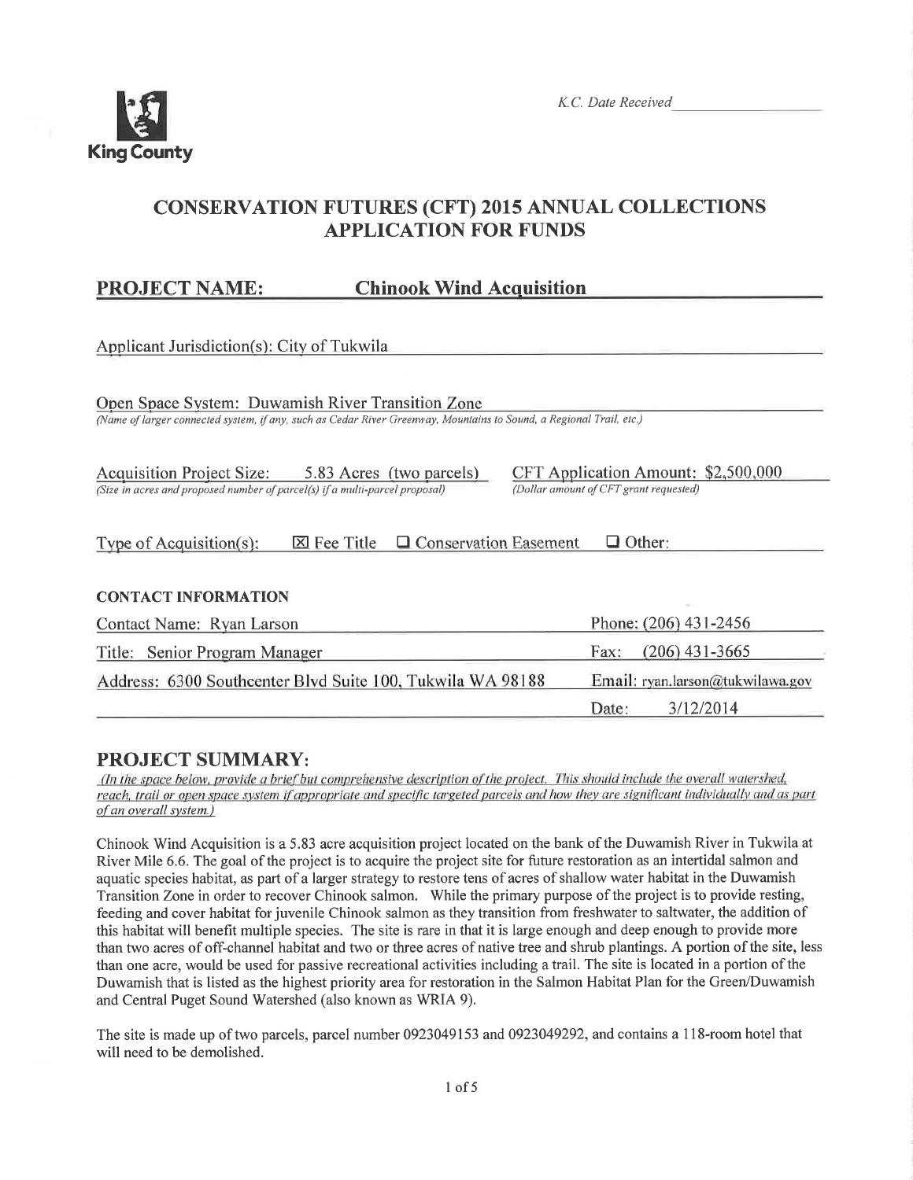King County

*K.C. Date Received* \_\_\_\_\_\_\_\_\_\_\_\_\_\_\_\_

# CONSERVATION FUTURES (CFT) 2015 ANNUAL COLLECTIONS APPLICATION FOR FUNDS

## PROJECT NAME: Chinook Wind Acquisition

Applicant Jurisdiction(s): City of Tukwila

Open Space System: Duwamish River Transition Zone
*(Name of larger connected system, if any, such as Cedar River Greenway, Mountains to Sound, a Regional Trail, etc.)*

Acquisition Project Size: 5.83 Acres (two parcels)
*(Size in acres and proposed number of parcel(s) if a multi-parcel proposal)*

CFT Application Amount: $2,500,000
*(Dollar amount of CFT grant requested)*

Type of Acquisition(s): ☒ Fee Title ☐ Conservation Easement ☐ Other:

### CONTACT INFORMATION

| | |
|---|---|
| Contact Name: Ryan Larson | Phone: (206) 431-2456 |
| Title: Senior Program Manager | Fax: (206) 431-3665 |
| Address: 6300 Southcenter Blvd Suite 100, Tukwila WA 98188 | Email: ryan.larson@tukwilawa.gov |
| | Date: 3/12/2014 |

## PROJECT SUMMARY:

*(In the space below, provide a brief but comprehensive description of the project. This should include the overall watershed, reach, trail or open space system if appropriate and specific targeted parcels and how they are significant individually and as part of an overall system.)*

Chinook Wind Acquisition is a 5.83 acre acquisition project located on the bank of the Duwamish River in Tukwila at River Mile 6.6. The goal of the project is to acquire the project site for future restoration as an intertidal salmon and aquatic species habitat, as part of a larger strategy to restore tens of acres of shallow water habitat in the Duwamish Transition Zone in order to recover Chinook salmon. While the primary purpose of the project is to provide resting, feeding and cover habitat for juvenile Chinook salmon as they transition from freshwater to saltwater, the addition of this habitat will benefit multiple species. The site is rare in that it is large enough and deep enough to provide more than two acres of off-channel habitat and two or three acres of native tree and shrub plantings. A portion of the site, less than one acre, would be used for passive recreational activities including a trail. The site is located in a portion of the Duwamish that is listed as the highest priority area for restoration in the Salmon Habitat Plan for the Green/Duwamish and Central Puget Sound Watershed (also known as WRIA 9).

The site is made up of two parcels, parcel number 0923049153 and 0923049292, and contains a 118-room hotel that will need to be demolished.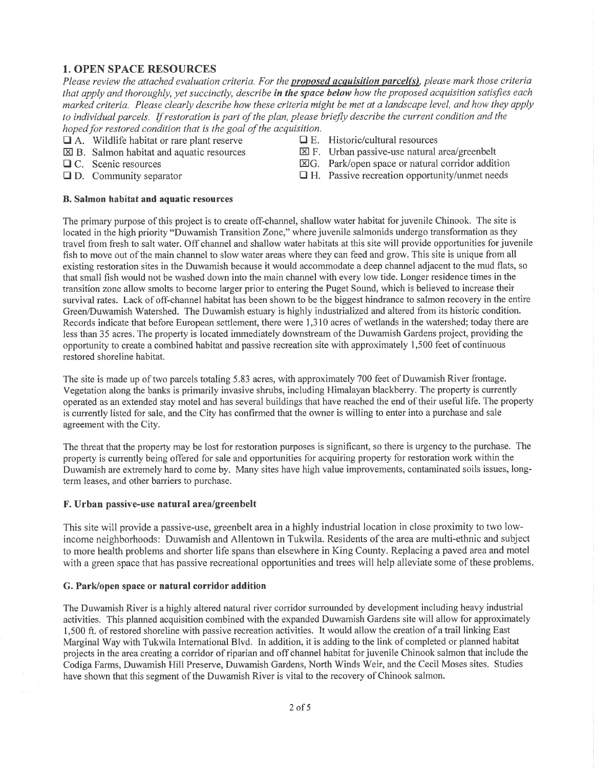## 1. OPEN SPACE RESOURCES

*Please review the attached evaluation criteria. For the* ***proposed acquisition parcel(s)****, please mark those criteria that apply and thoroughly, yet succinctly, describe* ***in the space below*** *how the proposed acquisition satisfies each marked criteria. Please clearly describe how these criteria might be met at a landscape level, and how they apply to individual parcels. If restoration is part of the plan, please briefly describe the current condition and the hoped for restored condition that is the goal of the acquisition.*

- ☐ A. Wildlife habitat or rare plant reserve
- ☒ B. Salmon habitat and aquatic resources
- ☐ C. Scenic resources
- ☐ D. Community separator
- ☐ E. Historic/cultural resources
- ☒ F. Urban passive-use natural area/greenbelt
- ☒ G. Park/open space or natural corridor addition
- ☐ H. Passive recreation opportunity/unmet needs

### B. Salmon habitat and aquatic resources

The primary purpose of this project is to create off-channel, shallow water habitat for juvenile Chinook. The site is located in the high priority "Duwamish Transition Zone," where juvenile salmonids undergo transformation as they travel from fresh to salt water. Off channel and shallow water habitats at this site will provide opportunities for juvenile fish to move out of the main channel to slow water areas where they can feed and grow. This site is unique from all existing restoration sites in the Duwamish because it would accommodate a deep channel adjacent to the mud flats, so that small fish would not be washed down into the main channel with every low tide. Longer residence times in the transition zone allow smolts to become larger prior to entering the Puget Sound, which is believed to increase their survival rates. Lack of off-channel habitat has been shown to be the biggest hindrance to salmon recovery in the entire Green/Duwamish Watershed. The Duwamish estuary is highly industrialized and altered from its historic condition. Records indicate that before European settlement, there were 1,310 acres of wetlands in the watershed; today there are less than 35 acres. The property is located immediately downstream of the Duwamish Gardens project, providing the opportunity to create a combined habitat and passive recreation site with approximately 1,500 feet of continuous restored shoreline habitat.

The site is made up of two parcels totaling 5.83 acres, with approximately 700 feet of Duwamish River frontage. Vegetation along the banks is primarily invasive shrubs, including Himalayan blackberry. The property is currently operated as an extended stay motel and has several buildings that have reached the end of their useful life. The property is currently listed for sale, and the City has confirmed that the owner is willing to enter into a purchase and sale agreement with the City.

The threat that the property may be lost for restoration purposes is significant, so there is urgency to the purchase. The property is currently being offered for sale and opportunities for acquiring property for restoration work within the Duwamish are extremely hard to come by. Many sites have high value improvements, contaminated soils issues, long-term leases, and other barriers to purchase.

### F. Urban passive-use natural area/greenbelt

This site will provide a passive-use, greenbelt area in a highly industrial location in close proximity to two low-income neighborhoods: Duwamish and Allentown in Tukwila. Residents of the area are multi-ethnic and subject to more health problems and shorter life spans than elsewhere in King County. Replacing a paved area and motel with a green space that has passive recreational opportunities and trees will help alleviate some of these problems.

### G. Park/open space or natural corridor addition

The Duwamish River is a highly altered natural river corridor surrounded by development including heavy industrial activities. This planned acquisition combined with the expanded Duwamish Gardens site will allow for approximately 1,500 ft. of restored shoreline with passive recreation activities. It would allow the creation of a trail linking East Marginal Way with Tukwila International Blvd. In addition, it is adding to the link of completed or planned habitat projects in the area creating a corridor of riparian and off channel habitat for juvenile Chinook salmon that include the Codiga Farms, Duwamish Hill Preserve, Duwamish Gardens, North Winds Weir, and the Cecil Moses sites. Studies have shown that this segment of the Duwamish River is vital to the recovery of Chinook salmon.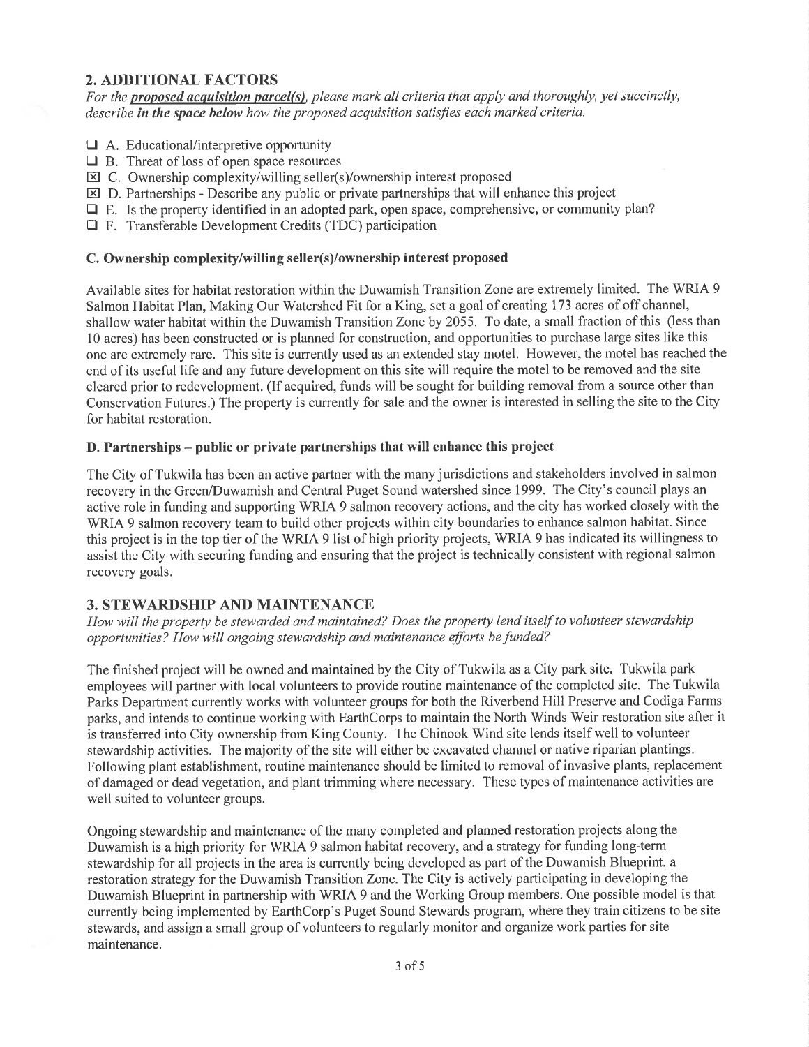## 2. ADDITIONAL FACTORS

*For the **proposed acquisition parcel(s)**, please mark all criteria that apply and thoroughly, yet succinctly, describe **in the space below** how the proposed acquisition satisfies each marked criteria.*

- ☐ A. Educational/interpretive opportunity
- ☐ B. Threat of loss of open space resources
- ☒ C. Ownership complexity/willing seller(s)/ownership interest proposed
- ☒ D. Partnerships - Describe any public or private partnerships that will enhance this project
- ☐ E. Is the property identified in an adopted park, open space, comprehensive, or community plan?
- ☐ F. Transferable Development Credits (TDC) participation

### C. Ownership complexity/willing seller(s)/ownership interest proposed

Available sites for habitat restoration within the Duwamish Transition Zone are extremely limited. The WRIA 9 Salmon Habitat Plan, Making Our Watershed Fit for a King, set a goal of creating 173 acres of off channel, shallow water habitat within the Duwamish Transition Zone by 2055. To date, a small fraction of this (less than 10 acres) has been constructed or is planned for construction, and opportunities to purchase large sites like this one are extremely rare. This site is currently used as an extended stay motel. However, the motel has reached the end of its useful life and any future development on this site will require the motel to be removed and the site cleared prior to redevelopment. (If acquired, funds will be sought for building removal from a source other than Conservation Futures.) The property is currently for sale and the owner is interested in selling the site to the City for habitat restoration.

### D. Partnerships – public or private partnerships that will enhance this project

The City of Tukwila has been an active partner with the many jurisdictions and stakeholders involved in salmon recovery in the Green/Duwamish and Central Puget Sound watershed since 1999. The City's council plays an active role in funding and supporting WRIA 9 salmon recovery actions, and the city has worked closely with the WRIA 9 salmon recovery team to build other projects within city boundaries to enhance salmon habitat. Since this project is in the top tier of the WRIA 9 list of high priority projects, WRIA 9 has indicated its willingness to assist the City with securing funding and ensuring that the project is technically consistent with regional salmon recovery goals.

## 3. STEWARDSHIP AND MAINTENANCE

*How will the property be stewarded and maintained? Does the property lend itself to volunteer stewardship opportunities? How will ongoing stewardship and maintenance efforts be funded?*

The finished project will be owned and maintained by the City of Tukwila as a City park site. Tukwila park employees will partner with local volunteers to provide routine maintenance of the completed site. The Tukwila Parks Department currently works with volunteer groups for both the Riverbend Hill Preserve and Codiga Farms parks, and intends to continue working with EarthCorps to maintain the North Winds Weir restoration site after it is transferred into City ownership from King County. The Chinook Wind site lends itself well to volunteer stewardship activities. The majority of the site will either be excavated channel or native riparian plantings. Following plant establishment, routine maintenance should be limited to removal of invasive plants, replacement of damaged or dead vegetation, and plant trimming where necessary. These types of maintenance activities are well suited to volunteer groups.

Ongoing stewardship and maintenance of the many completed and planned restoration projects along the Duwamish is a high priority for WRIA 9 salmon habitat recovery, and a strategy for funding long-term stewardship for all projects in the area is currently being developed as part of the Duwamish Blueprint, a restoration strategy for the Duwamish Transition Zone. The City is actively participating in developing the Duwamish Blueprint in partnership with WRIA 9 and the Working Group members. One possible model is that currently being implemented by EarthCorp's Puget Sound Stewards program, where they train citizens to be site stewards, and assign a small group of volunteers to regularly monitor and organize work parties for site maintenance.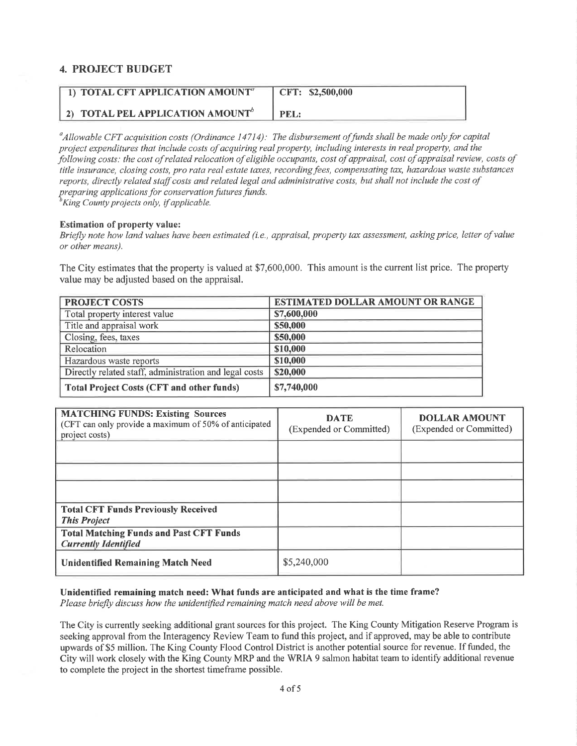## 4. PROJECT BUDGET

| | |
|---|---|
| **1) TOTAL CFT APPLICATION AMOUNT[a]** | **CFT: $2,500,000** |
| **2) TOTAL PEL APPLICATION AMOUNT[b]** | **PEL:** |

*[a]Allowable CFT acquisition costs (Ordinance 14714): The disbursement of funds shall be made only for capital project expenditures that include costs of acquiring real property, including interests in real property, and the following costs: the cost of related relocation of eligible occupants, cost of appraisal, cost of appraisal review, costs of title insurance, closing costs, pro rata real estate taxes, recording fees, compensating tax, hazardous waste substances reports, directly related staff costs and related legal and administrative costs, but shall not include the cost of preparing applications for conservation futures funds.*
*[b]King County projects only, if applicable.*

**Estimation of property value:**
*Briefly note how land values have been estimated (i.e., appraisal, property tax assessment, asking price, letter of value or other means).*

The City estimates that the property is valued at $7,600,000. This amount is the current list price. The property value may be adjusted based on the appraisal.

| PROJECT COSTS | ESTIMATED DOLLAR AMOUNT OR RANGE |
|---|---|
| Total property interest value | **$7,600,000** |
| Title and appraisal work | **$50,000** |
| Closing, fees, taxes | **$50,000** |
| Relocation | **$10,000** |
| Hazardous waste reports | **$10,000** |
| Directly related staff, administration and legal costs | **$20,000** |
| **Total Project Costs (CFT and other funds)** | **$7,740,000** |

| **MATCHING FUNDS: Existing Sources** (CFT can only provide a maximum of 50% of anticipated project costs) | **DATE** (Expended or Committed) | **DOLLAR AMOUNT** (Expended or Committed) |
|---|---|---|
| | | |
| | | |
| | | |
| **Total CFT Funds Previously Received** ***This Project*** | | |
| **Total Matching Funds and Past CFT Funds** ***Currently Identified*** | | |
| **Unidentified Remaining Match Need** | $5,240,000 | |

**Unidentified remaining match need: What funds are anticipated and what is the time frame?**
*Please briefly discuss how the unidentified remaining match need above will be met.*

The City is currently seeking additional grant sources for this project. The King County Mitigation Reserve Program is seeking approval from the Interagency Review Team to fund this project, and if approved, may be able to contribute upwards of $5 million. The King County Flood Control District is another potential source for revenue. If funded, the City will work closely with the King County MRP and the WRIA 9 salmon habitat team to identify additional revenue to complete the project in the shortest timeframe possible.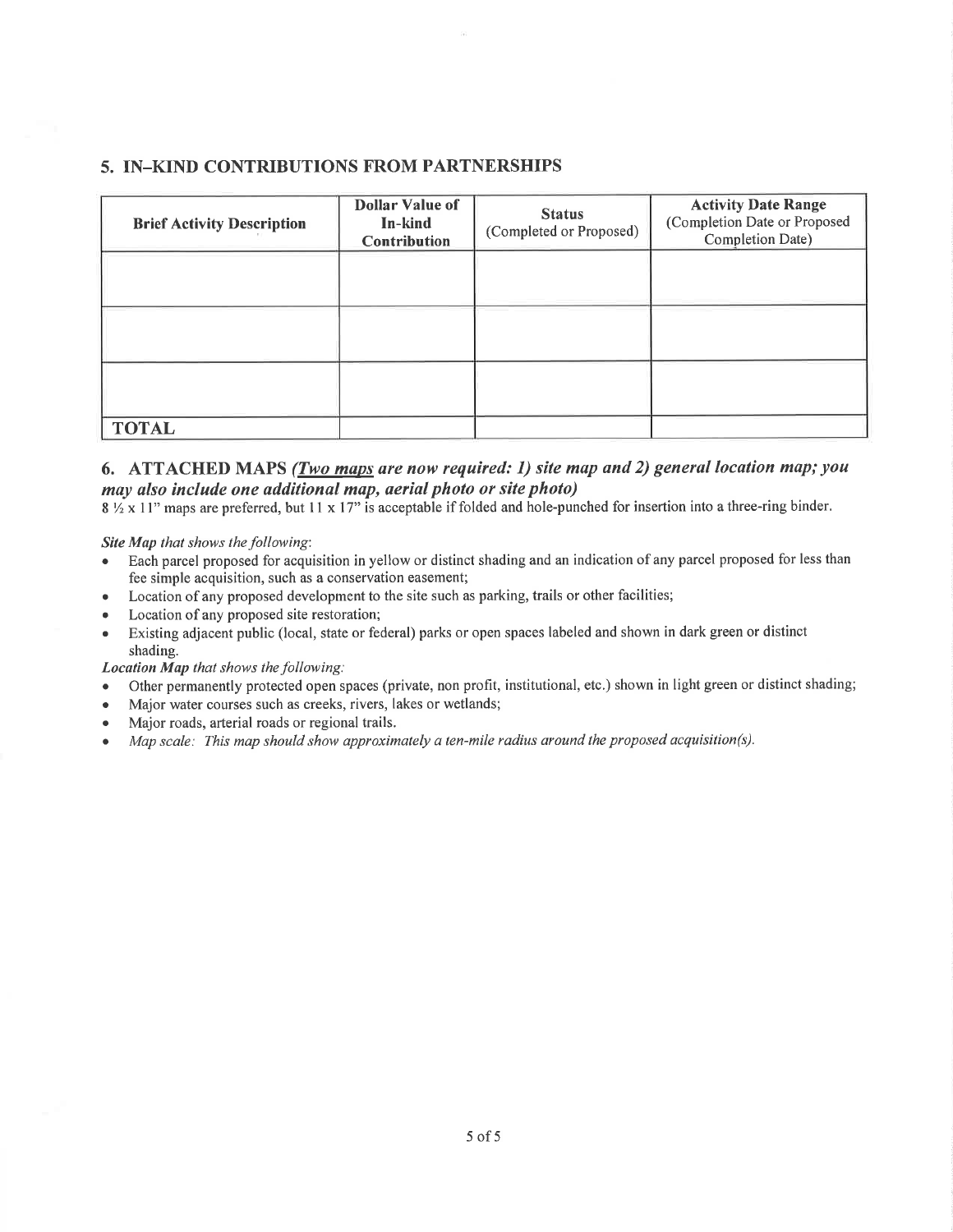## 5. IN–KIND CONTRIBUTIONS FROM PARTNERSHIPS

| Brief Activity Description | Dollar Value of In-kind Contribution | Status (Completed or Proposed) | Activity Date Range (Completion Date or Proposed Completion Date) |
|---|---|---|---|
| | | | |
| | | | |
| | | | |
| **TOTAL** | | | |

## 6. ATTACHED MAPS *(**Two maps** are now required: 1) site map and 2) general location map; you may also include one additional map, aerial photo or site photo)*

8 ½ x 11" maps are preferred, but 11 x 17" is acceptable if folded and hole-punched for insertion into a three-ring binder.

***Site Map** that shows the following*:

- Each parcel proposed for acquisition in yellow or distinct shading and an indication of any parcel proposed for less than fee simple acquisition, such as a conservation easement;
- Location of any proposed development to the site such as parking, trails or other facilities;
- Location of any proposed site restoration;
- Existing adjacent public (local, state or federal) parks or open spaces labeled and shown in dark green or distinct shading.

***Location Map** that shows the following:*

- Other permanently protected open spaces (private, non profit, institutional, etc.) shown in light green or distinct shading;
- Major water courses such as creeks, rivers, lakes or wetlands;
- Major roads, arterial roads or regional trails.
- *Map scale: This map should show approximately a ten-mile radius around the proposed acquisition(s).*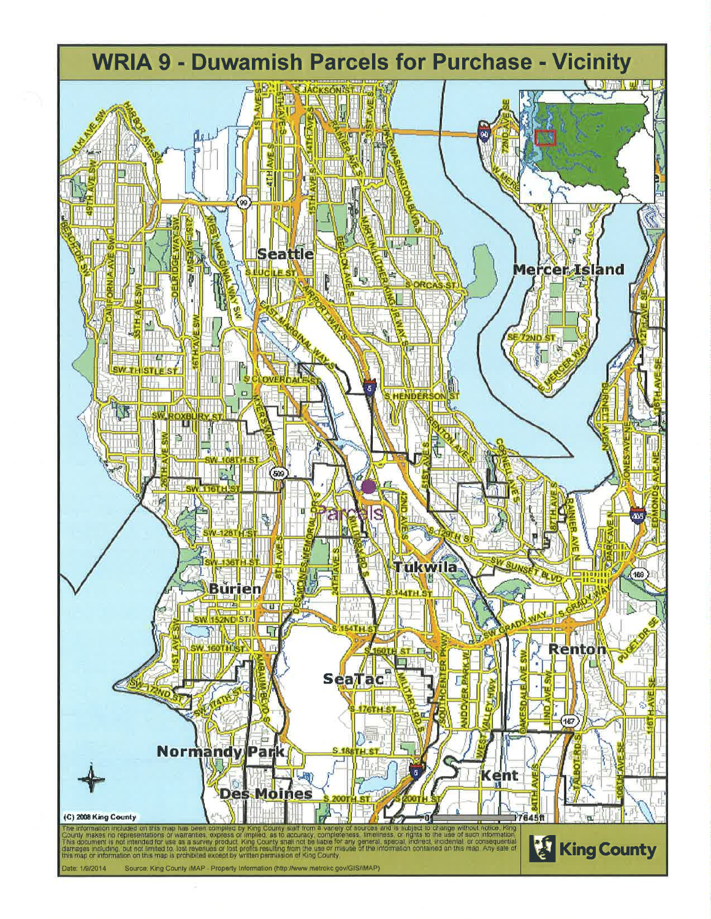# WRIA 9 - Duwamish Parcels for Purchase - Vicinity

(C) 2008 King County

The information included on this map has been compiled by King County staff from a variety of sources and is subject to change without notice. King County makes no representations or warranties, express or implied, as to accuracy, completeness, timeliness, or rights to the use of such information. This document is not intended for use as a survey product. King County shall not be liable for any general, special, indirect, incidental, or consequential damages including, but not limited to, lost revenues or lost profits resulting from the use or misuse of the information contained on this map. Any sale of this map or information on this map is prohibited except by written permission of King County.

King County

Date: 1/9/2014 Source: King County iMAP - Property Information (http://www.metrokc.gov/GIS/iMAP)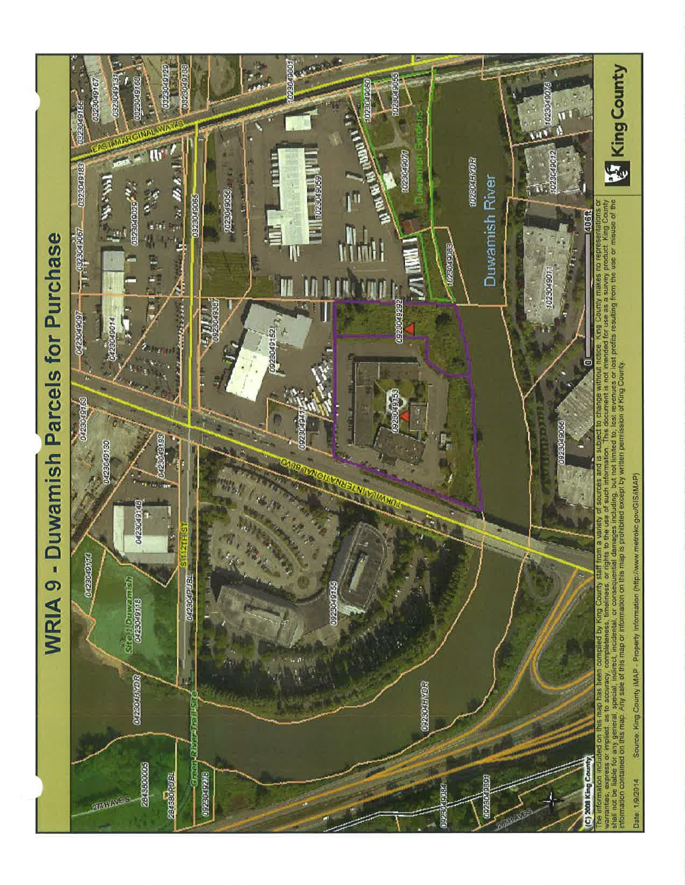# WRIA 9 - Duwamish Parcels for Purchase

(C) 2008 King County

The information included on this map has been compiled by King County staff from a variety of sources and is subject to change without notice. King County makes no representations or warranties, express or implied, as to accuracy, completeness, timeliness, or rights to the use of such information. This document is not intended for use as a survey product. King County shall not be liable for any general, special, indirect, incidental, or consequential damages including, but not limited to, lost revenues or lost profits resulting from the use or misuse of the information contained on this map. Any sale of this map or information on this map is prohibited except by written permission of King County.

Date: 1/8/2014 Source: King County iMAP - Property Information (http://www.metrokc.gov/GIS/iMAP)

King County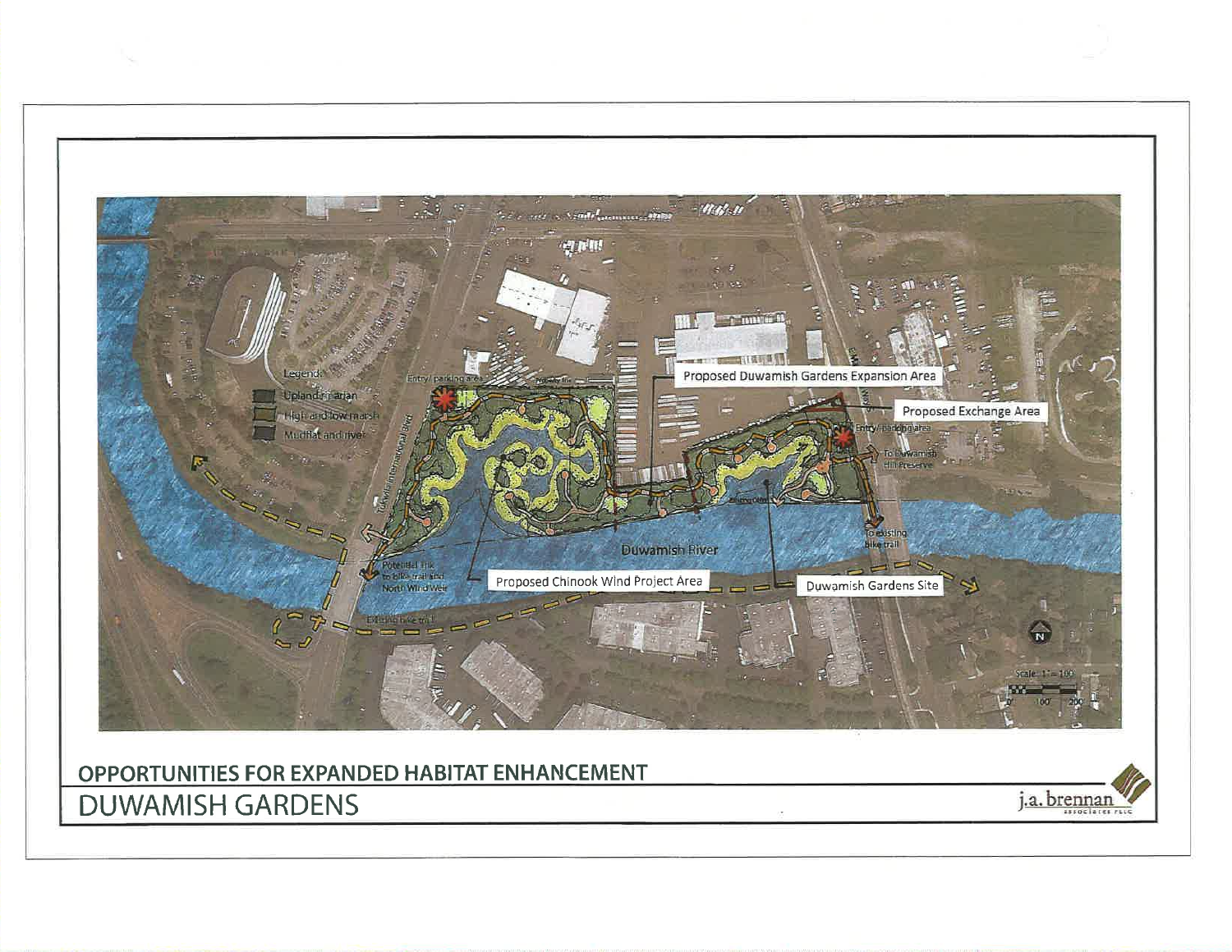Legend:

Upland riparian

High and low marsh

Mudflat and river

Entry/ parking area

Property line

Proposed Duwamish Gardens Expansion Area

Proposed Exchange Area

Entry/ parking area

To Duwamish Hill Preserve

To existing Bike trail

Duwamish River

Potential link to bike trail and North Wind Weir

Proposed Chinook Wind Project Area

Duwamish Gardens Site

Existing bike trail

Tukwila International Blvd

N

Scale: 1" = 100'

0' 100' 200'

# OPPORTUNITIES FOR EXPANDED HABITAT ENHANCEMENT

## DUWAMISH GARDENS

j.a. brennan associates PLLC